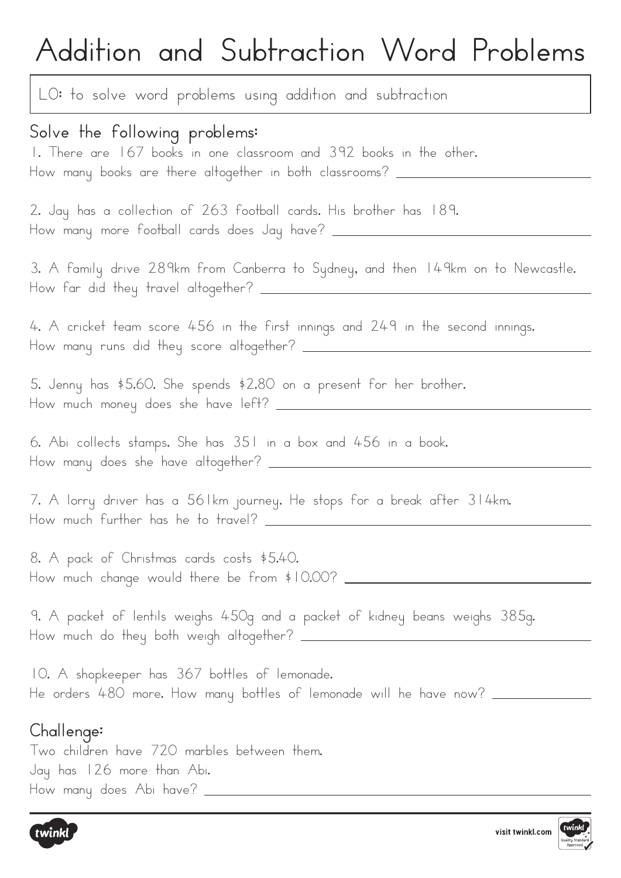# Addition and Subtraction Word Problems

LO: to solve word problems using addition and subtraction

## Solve the following problems:

1. There are 167 books in one classroom and 392 books in the other.
How many books are there altogether in both classrooms? ______________________

2. Jay has a collection of 263 football cards. His brother has 189.
How many more football cards does Jay have? ______________________

3. A family drive 289km from Canberra to Sydney, and then 149km on to Newcastle.
How far did they travel altogether? ______________________

4. A cricket team score 456 in the first innings and 249 in the second innings.
How many runs did they score altogether? ______________________

5. Jenny has $5.60. She spends $2.80 on a present for her brother.
How much money does she have left? ______________________

6. Abi collects stamps. She has 351 in a box and 456 in a book.
How many does she have altogether? ______________________

7. A lorry driver has a 561km journey. He stops for a break after 314km.
How much further has he to travel? ______________________

8. A pack of Christmas cards costs $5.40.
How much change would there be from $10.00? ______________________

9. A packet of lentils weighs 450g and a packet of kidney beans weighs 385g.
How much do they both weigh altogether? ______________________

10. A shopkeeper has 367 bottles of lemonade.
He orders 480 more. How many bottles of lemonade will he have now? ______________

## Challenge:

Two children have 720 marbles between them.
Jay has 126 more than Abi.
How many does Abi have? ______________________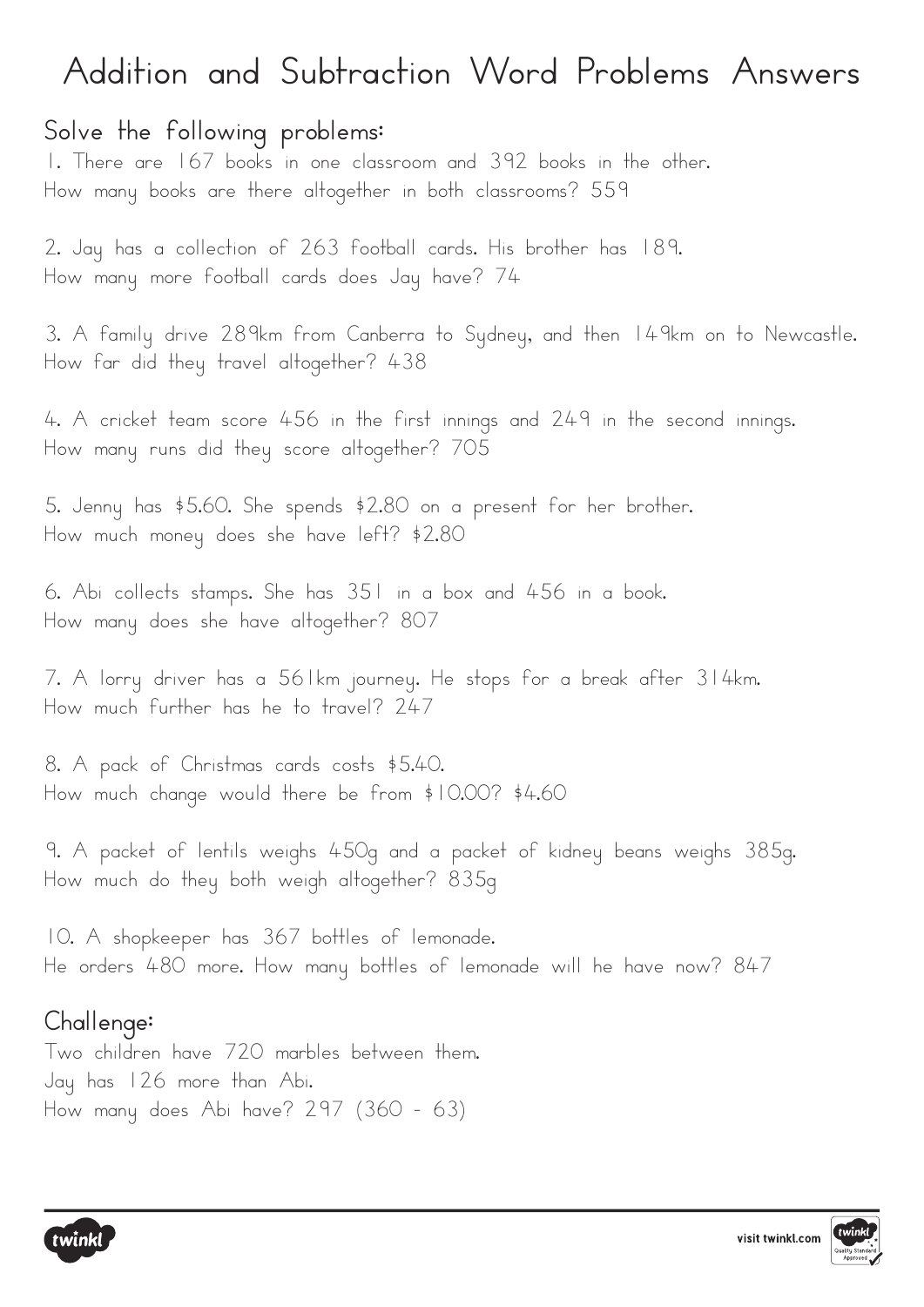# Addition and Subtraction Word Problems Answers

## Solve the following problems:

1. There are 167 books in one classroom and 392 books in the other.
How many books are there altogether in both classrooms? 559

2. Jay has a collection of 263 football cards. His brother has 189.
How many more football cards does Jay have? 74

3. A family drive 289km from Canberra to Sydney, and then 149km on to Newcastle.
How far did they travel altogether? 438

4. A cricket team score 456 in the first innings and 249 in the second innings.
How many runs did they score altogether? 705

5. Jenny has $5.60. She spends $2.80 on a present for her brother.
How much money does she have left? $2.80

6. Abi collects stamps. She has 351 in a box and 456 in a book.
How many does she have altogether? 807

7. A lorry driver has a 561km journey. He stops for a break after 314km.
How much further has he to travel? 247

8. A pack of Christmas cards costs $5.40.
How much change would there be from $10.00? $4.60

9. A packet of lentils weighs 450g and a packet of kidney beans weighs 385g.
How much do they both weigh altogether? 835g

10. A shopkeeper has 367 bottles of lemonade.
He orders 480 more. How many bottles of lemonade will he have now? 847

## Challenge:

Two children have 720 marbles between them.
Jay has 126 more than Abi.
How many does Abi have? 297 (360 - 63)